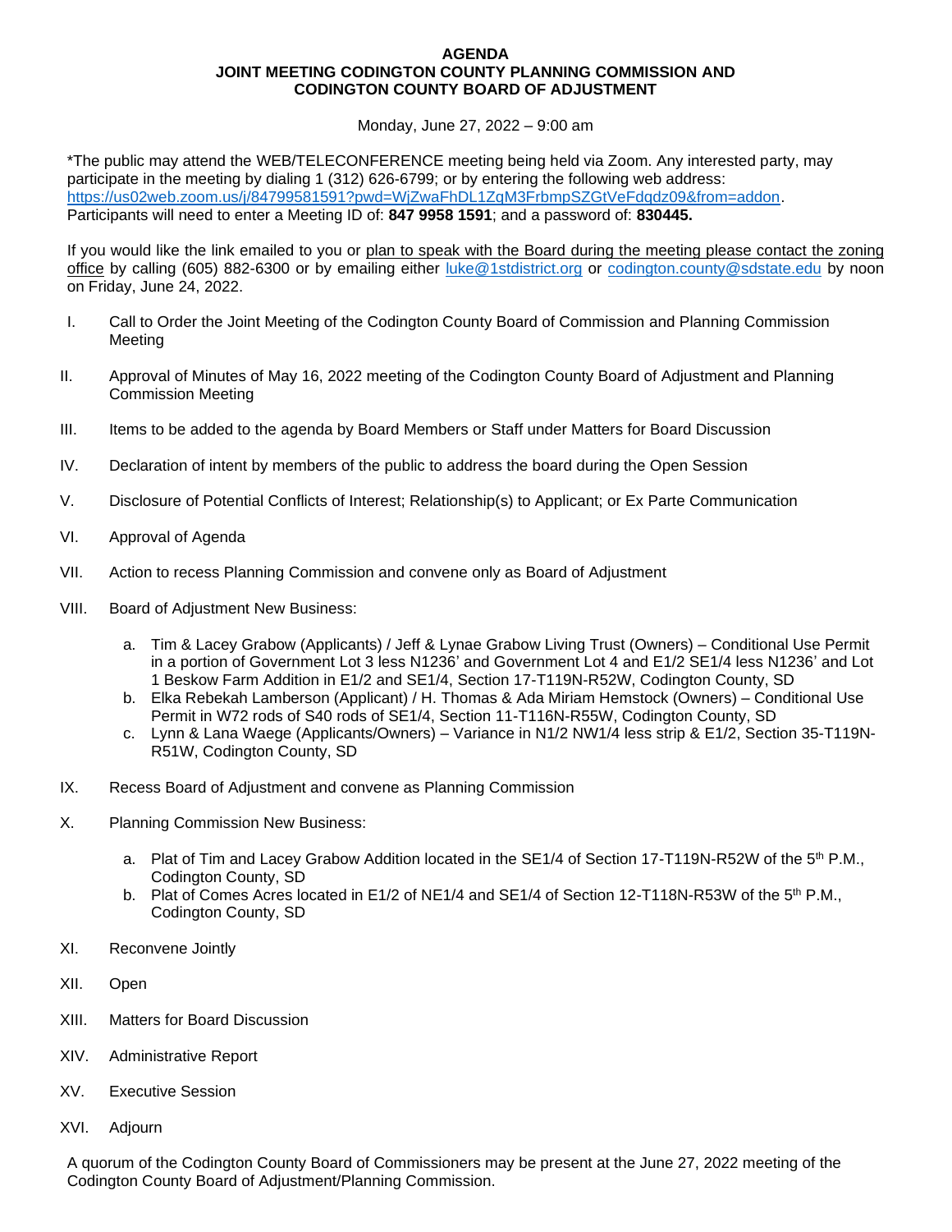**AGENDA**
**JOINT MEETING CODINGTON COUNTY PLANNING COMMISSION AND CODINGTON COUNTY BOARD OF ADJUSTMENT**

Monday, June 27, 2022 – 9:00 am

*The public may attend the WEB/TELECONFERENCE meeting being held via Zoom. Any interested party, may participate in the meeting by dialing 1 (312) 626-6799; or by entering the following web address: https://us02web.zoom.us/j/84799581591?pwd=WjZwaFhDL1ZqM3FrbmpSZGtVeFdqdz09&from=addon. Participants will need to enter a Meeting ID of: **847 9958 1591**; and a password of: **830445.**

If you would like the link emailed to you or plan to speak with the Board during the meeting please contact the zoning office by calling (605) 882-6300 or by emailing either luke@1stdistrict.org or codington.county@sdstate.edu by noon on Friday, June 24, 2022.

I. Call to Order the Joint Meeting of the Codington County Board of Commission and Planning Commission Meeting

II. Approval of Minutes of May 16, 2022 meeting of the Codington County Board of Adjustment and Planning Commission Meeting

III. Items to be added to the agenda by Board Members or Staff under Matters for Board Discussion

IV. Declaration of intent by members of the public to address the board during the Open Session

V. Disclosure of Potential Conflicts of Interest; Relationship(s) to Applicant; or Ex Parte Communication

VI. Approval of Agenda

VII. Action to recess Planning Commission and convene only as Board of Adjustment

VIII. Board of Adjustment New Business:

   a. Tim & Lacey Grabow (Applicants) / Jeff & Lynae Grabow Living Trust (Owners) – Conditional Use Permit in a portion of Government Lot 3 less N1236' and Government Lot 4 and E1/2 SE1/4 less N1236' and Lot 1 Beskow Farm Addition in E1/2 and SE1/4, Section 17-T119N-R52W, Codington County, SD
   b. Elka Rebekah Lamberson (Applicant) / H. Thomas & Ada Miriam Hemstock (Owners) – Conditional Use Permit in W72 rods of S40 rods of SE1/4, Section 11-T116N-R55W, Codington County, SD
   c. Lynn & Lana Waege (Applicants/Owners) – Variance in N1/2 NW1/4 less strip & E1/2, Section 35-T119N-R51W, Codington County, SD

IX. Recess Board of Adjustment and convene as Planning Commission

X. Planning Commission New Business:

   a. Plat of Tim and Lacey Grabow Addition located in the SE1/4 of Section 17-T119N-R52W of the 5th P.M., Codington County, SD
   b. Plat of Comes Acres located in E1/2 of NE1/4 and SE1/4 of Section 12-T118N-R53W of the 5th P.M., Codington County, SD

XI. Reconvene Jointly

XII. Open

XIII. Matters for Board Discussion

XIV. Administrative Report

XV. Executive Session

XVI. Adjourn

A quorum of the Codington County Board of Commissioners may be present at the June 27, 2022 meeting of the Codington County Board of Adjustment/Planning Commission.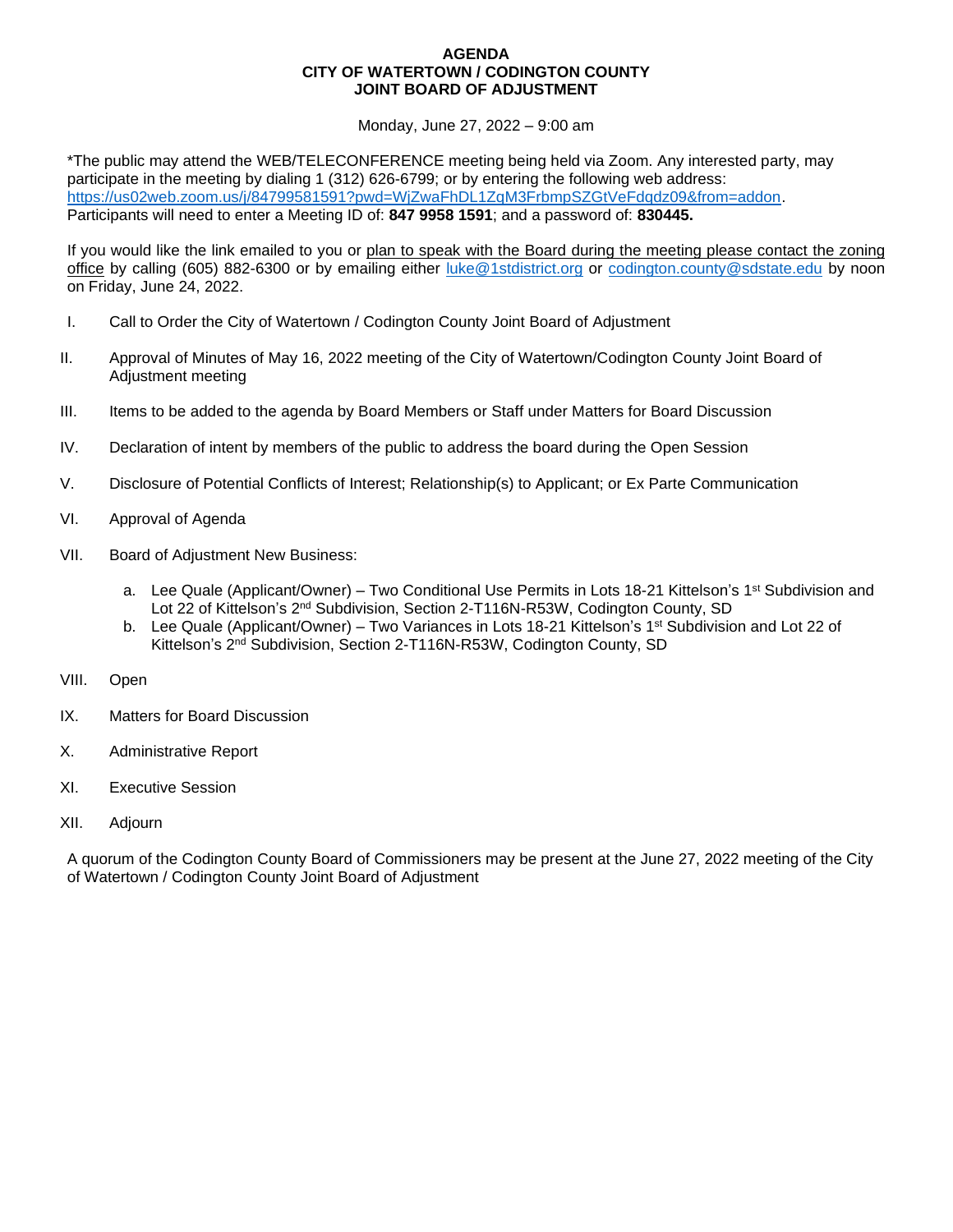**AGENDA**
**CITY OF WATERTOWN / CODINGTON COUNTY**
**JOINT BOARD OF ADJUSTMENT**

Monday, June 27, 2022 – 9:00 am

*The public may attend the WEB/TELECONFERENCE meeting being held via Zoom. Any interested party, may participate in the meeting by dialing 1 (312) 626-6799; or by entering the following web address: https://us02web.zoom.us/j/84799581591?pwd=WjZwaFhDL1ZqM3FrbmpSZGtVeFdqdz09&from=addon. Participants will need to enter a Meeting ID of: **847 9958 1591**; and a password of: **830445.**

If you would like the link emailed to you or plan to speak with the Board during the meeting please contact the zoning office by calling (605) 882-6300 or by emailing either luke@1stdistrict.org or codington.county@sdstate.edu by noon on Friday, June 24, 2022.

I. Call to Order the City of Watertown / Codington County Joint Board of Adjustment

II. Approval of Minutes of May 16, 2022 meeting of the City of Watertown/Codington County Joint Board of Adjustment meeting

III. Items to be added to the agenda by Board Members or Staff under Matters for Board Discussion

IV. Declaration of intent by members of the public to address the board during the Open Session

V. Disclosure of Potential Conflicts of Interest; Relationship(s) to Applicant; or Ex Parte Communication

VI. Approval of Agenda

VII. Board of Adjustment New Business:

  a. Lee Quale (Applicant/Owner) – Two Conditional Use Permits in Lots 18-21 Kittelson's 1st Subdivision and Lot 22 of Kittelson's 2nd Subdivision, Section 2-T116N-R53W, Codington County, SD
  b. Lee Quale (Applicant/Owner) – Two Variances in Lots 18-21 Kittelson's 1st Subdivision and Lot 22 of Kittelson's 2nd Subdivision, Section 2-T116N-R53W, Codington County, SD

VIII. Open

IX. Matters for Board Discussion

X. Administrative Report

XI. Executive Session

XII. Adjourn

A quorum of the Codington County Board of Commissioners may be present at the June 27, 2022 meeting of the City of Watertown / Codington County Joint Board of Adjustment